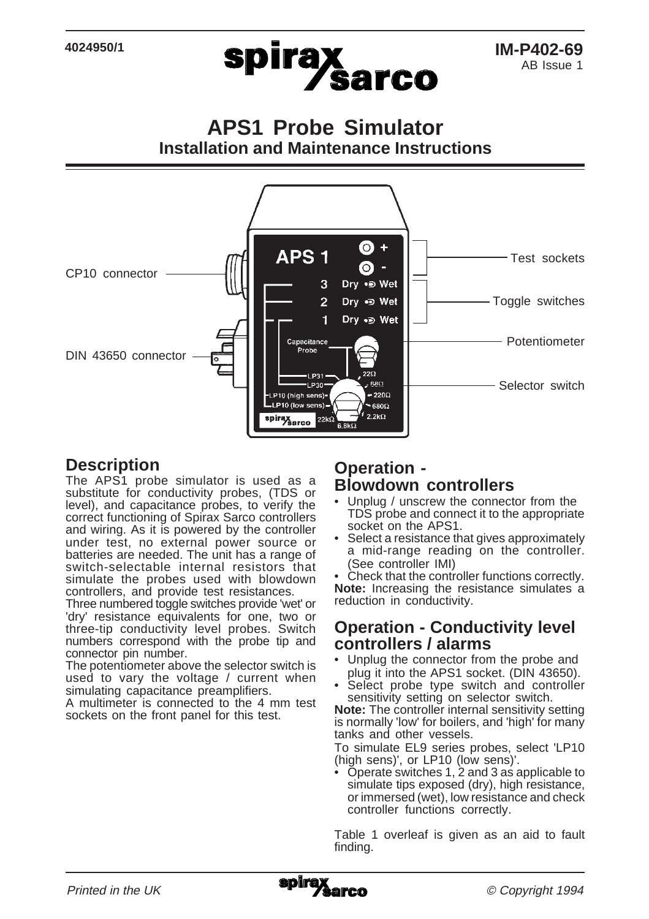4024950/1

IM-P402-69
AB Issue 1

# APS1 Probe Simulator
## Installation and Maintenance Instructions

CP10 connector

DIN 43650 connector

Test sockets

Toggle switches

Potentiometer

Selector switch

## Description

The APS1 probe simulator is used as a substitute for conductivity probes, (TDS or level), and capacitance probes, to verify the correct functioning of Spirax Sarco controllers and wiring. As it is powered by the controller under test, no external power source or batteries are needed. The unit has a range of switch-selectable internal resistors that simulate the probes used with blowdown controllers, and provide test resistances.

Three numbered toggle switches provide 'wet' or 'dry' resistance equivalents for one, two or three-tip conductivity level probes. Switch numbers correspond with the probe tip and connector pin number.

The potentiometer above the selector switch is used to vary the voltage / current when simulating capacitance preamplifiers.

A multimeter is connected to the 4 mm test sockets on the front panel for this test.

## Operation - Blowdown controllers

- Unplug / unscrew the connector from the TDS probe and connect it to the appropriate socket on the APS1.
- Select a resistance that gives approximately a mid-range reading on the controller. (See controller IMI)
- Check that the controller functions correctly.

**Note:** Increasing the resistance simulates a reduction in conductivity.

## Operation - Conductivity level controllers / alarms

- Unplug the connector from the probe and plug it into the APS1 socket. (DIN 43650).
- Select probe type switch and controller sensitivity setting on selector switch.

**Note:** The controller internal sensitivity setting is normally 'low' for boilers, and 'high' for many tanks and other vessels.

To simulate EL9 series probes, select 'LP10 (high sens)', or LP10 (low sens)'.

- Operate switches 1, 2 and 3 as applicable to simulate tips exposed (dry), high resistance, or immersed (wet), low resistance and check controller functions correctly.

Table 1 overleaf is given as an aid to fault finding.

Printed in the UK

© Copyright 1994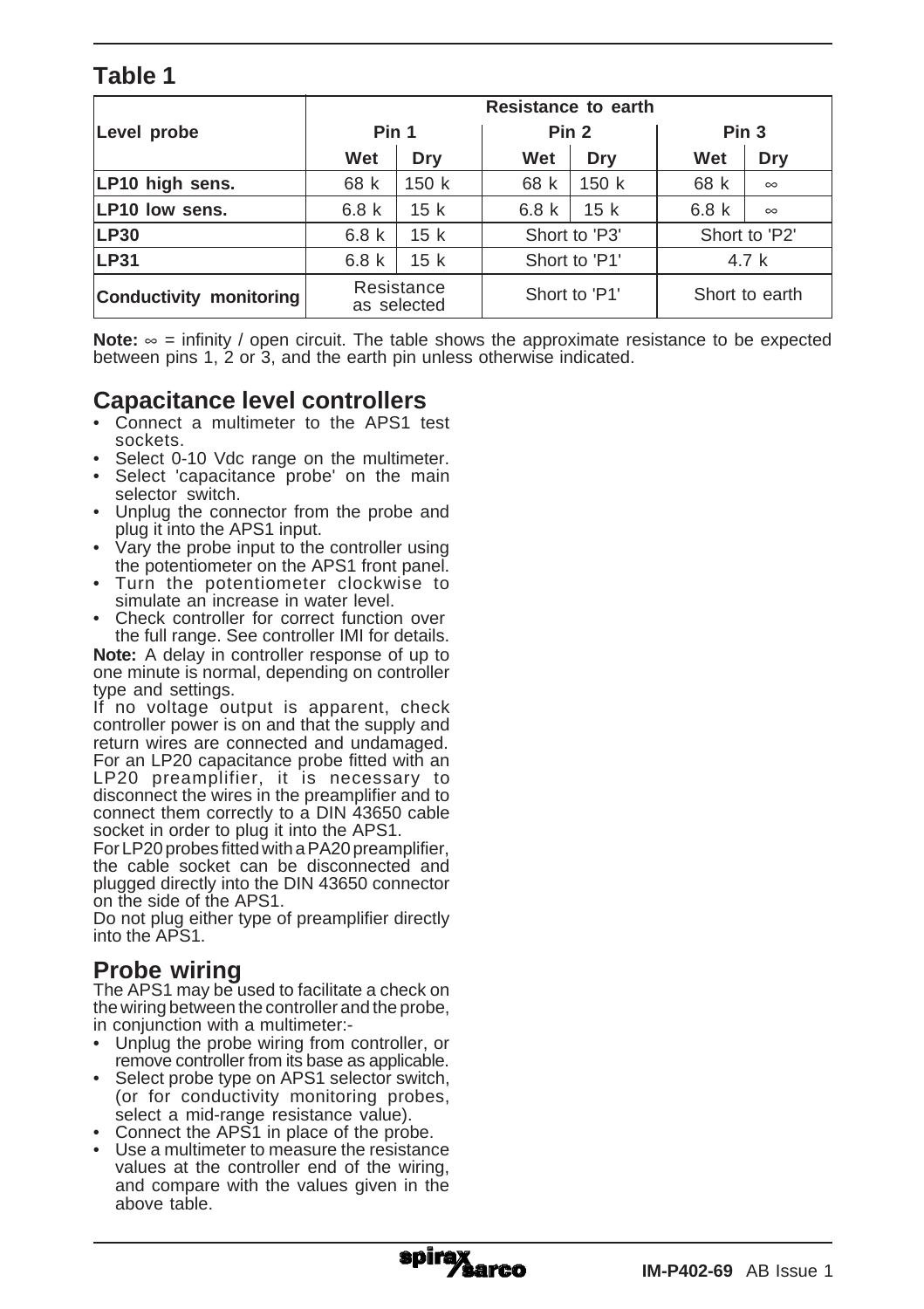## Table 1

| Level probe | Resistance to earth | | | | | |
|---|---|---|---|---|---|---|
| | Pin 1 | | Pin 2 | | Pin 3 | |
| | Wet | Dry | Wet | Dry | Wet | Dry |
| LP10 high sens. | 68 k | 150 k | 68 k | 150 k | 68 k | ∞ |
| LP10 low sens. | 6.8 k | 15 k | 6.8 k | 15 k | 6.8 k | ∞ |
| LP30 | 6.8 k | 15 k | Short to 'P3' | | Short to 'P2' | |
| LP31 | 6.8 k | 15 k | Short to 'P1' | | 4.7 k | |
| Conductivity monitoring | Resistance as selected | | Short to 'P1' | | Short to earth | |

**Note:** ∞ = infinity / open circuit. The table shows the approximate resistance to be expected between pins 1, 2 or 3, and the earth pin unless otherwise indicated.

## Capacitance level controllers

- Connect a multimeter to the APS1 test sockets.
- Select 0-10 Vdc range on the multimeter.
- Select 'capacitance probe' on the main selector switch.
- Unplug the connector from the probe and plug it into the APS1 input.
- Vary the probe input to the controller using the potentiometer on the APS1 front panel.
- Turn the potentiometer clockwise to simulate an increase in water level.
- Check controller for correct function over the full range. See controller IMI for details.

**Note:** A delay in controller response of up to one minute is normal, depending on controller type and settings.

If no voltage output is apparent, check controller power is on and that the supply and return wires are connected and undamaged.

For an LP20 capacitance probe fitted with an LP20 preamplifier, it is necessary to disconnect the wires in the preamplifier and to connect them correctly to a DIN 43650 cable socket in order to plug it into the APS1.

For LP20 probes fitted with a PA20 preamplifier, the cable socket can be disconnected and plugged directly into the DIN 43650 connector on the side of the APS1.

Do not plug either type of preamplifier directly into the APS1.

## Probe wiring

The APS1 may be used to facilitate a check on the wiring between the controller and the probe, in conjunction with a multimeter:-

- Unplug the probe wiring from controller, or remove controller from its base as applicable.
- Select probe type on APS1 selector switch, (or for conductivity monitoring probes, select a mid-range resistance value).
- Connect the APS1 in place of the probe.
- Use a multimeter to measure the resistance values at the controller end of the wiring, and compare with the values given in the above table.